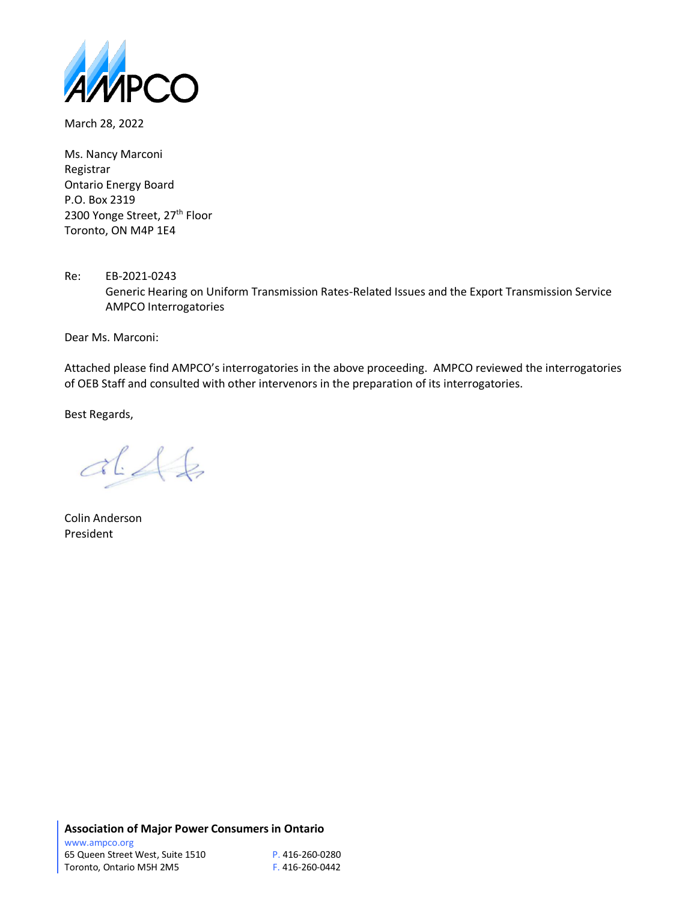AMPCO

March 28, 2022

Ms. Nancy Marconi
Registrar
Ontario Energy Board
P.O. Box 2319
2300 Yonge Street, 27th Floor
Toronto, ON M4P 1E4

Re: EB-2021-0243
Generic Hearing on Uniform Transmission Rates-Related Issues and the Export Transmission Service
AMPCO Interrogatories

Dear Ms. Marconi:

Attached please find AMPCO's interrogatories in the above proceeding. AMPCO reviewed the interrogatories of OEB Staff and consulted with other intervenors in the preparation of its interrogatories.

Best Regards,

Colin Anderson
President

**Association of Major Power Consumers in Ontario**
www.ampco.org
65 Queen Street West, Suite 1510
Toronto, Ontario M5H 2M5
P. 416-260-0280
F. 416-260-0442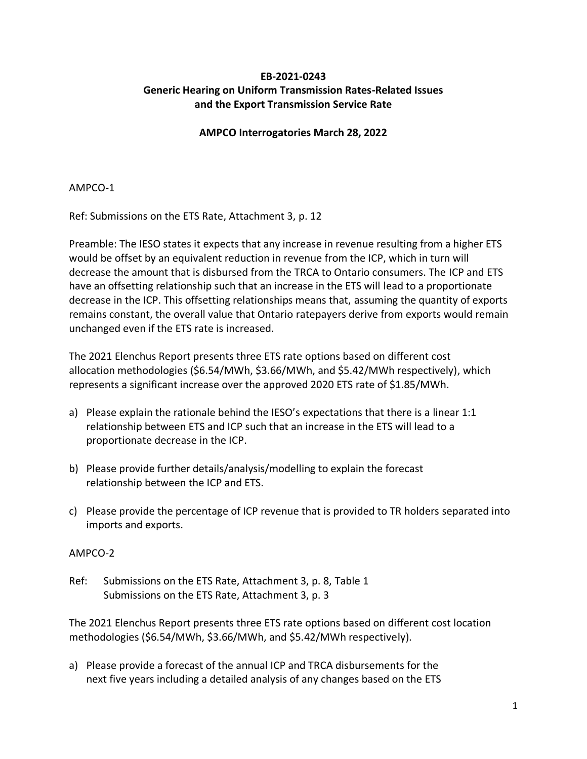**EB-2021-0243**
**Generic Hearing on Uniform Transmission Rates-Related Issues and the Export Transmission Service Rate**

**AMPCO Interrogatories March 28, 2022**

AMPCO-1

Ref: Submissions on the ETS Rate, Attachment 3, p. 12

Preamble: The IESO states it expects that any increase in revenue resulting from a higher ETS would be offset by an equivalent reduction in revenue from the ICP, which in turn will decrease the amount that is disbursed from the TRCA to Ontario consumers. The ICP and ETS have an offsetting relationship such that an increase in the ETS will lead to a proportionate decrease in the ICP. This offsetting relationships means that, assuming the quantity of exports remains constant, the overall value that Ontario ratepayers derive from exports would remain unchanged even if the ETS rate is increased.

The 2021 Elenchus Report presents three ETS rate options based on different cost allocation methodologies ($6.54/MWh, $3.66/MWh, and $5.42/MWh respectively), which represents a significant increase over the approved 2020 ETS rate of $1.85/MWh.

a) Please explain the rationale behind the IESO's expectations that there is a linear 1:1 relationship between ETS and ICP such that an increase in the ETS will lead to a proportionate decrease in the ICP.

b) Please provide further details/analysis/modelling to explain the forecast relationship between the ICP and ETS.

c) Please provide the percentage of ICP revenue that is provided to TR holders separated into imports and exports.

AMPCO-2

Ref: Submissions on the ETS Rate, Attachment 3, p. 8, Table 1
Submissions on the ETS Rate, Attachment 3, p. 3

The 2021 Elenchus Report presents three ETS rate options based on different cost location methodologies ($6.54/MWh, $3.66/MWh, and $5.42/MWh respectively).

a) Please provide a forecast of the annual ICP and TRCA disbursements for the next five years including a detailed analysis of any changes based on the ETS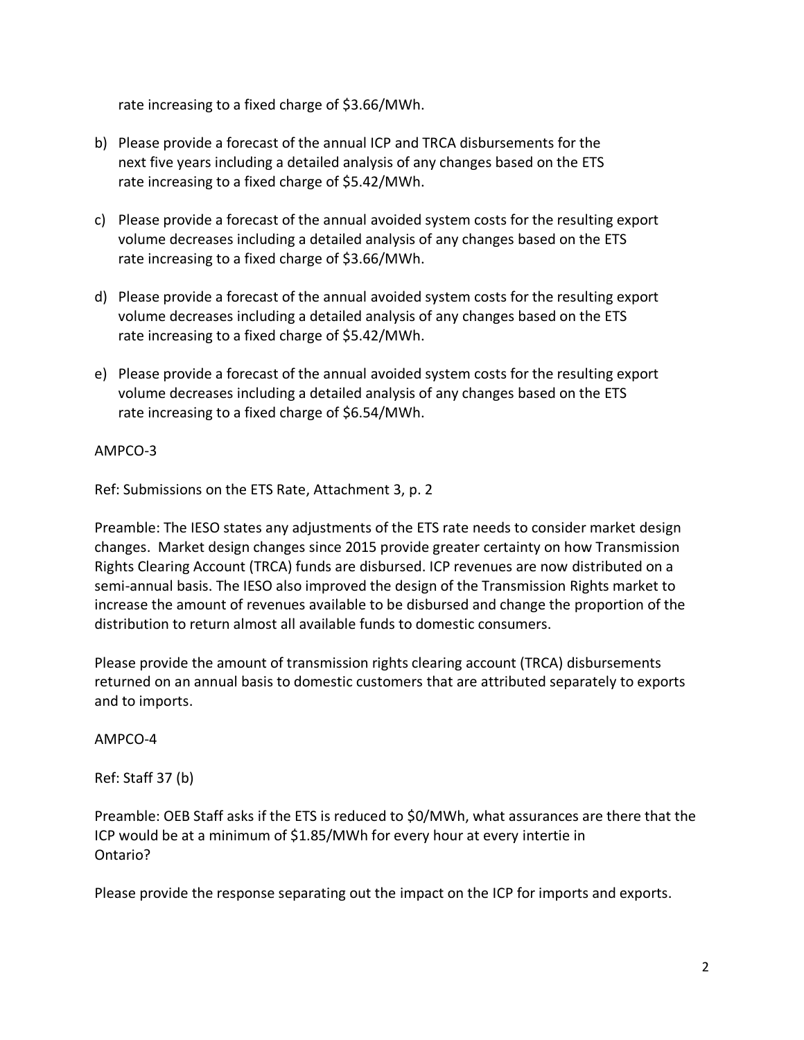rate increasing to a fixed charge of $3.66/MWh.

b) Please provide a forecast of the annual ICP and TRCA disbursements for the next five years including a detailed analysis of any changes based on the ETS rate increasing to a fixed charge of $5.42/MWh.

c) Please provide a forecast of the annual avoided system costs for the resulting export volume decreases including a detailed analysis of any changes based on the ETS rate increasing to a fixed charge of $3.66/MWh.

d) Please provide a forecast of the annual avoided system costs for the resulting export volume decreases including a detailed analysis of any changes based on the ETS rate increasing to a fixed charge of $5.42/MWh.

e) Please provide a forecast of the annual avoided system costs for the resulting export volume decreases including a detailed analysis of any changes based on the ETS rate increasing to a fixed charge of $6.54/MWh.

AMPCO-3

Ref: Submissions on the ETS Rate, Attachment 3, p. 2

Preamble: The IESO states any adjustments of the ETS rate needs to consider market design changes. Market design changes since 2015 provide greater certainty on how Transmission Rights Clearing Account (TRCA) funds are disbursed. ICP revenues are now distributed on a semi-annual basis. The IESO also improved the design of the Transmission Rights market to increase the amount of revenues available to be disbursed and change the proportion of the distribution to return almost all available funds to domestic consumers.

Please provide the amount of transmission rights clearing account (TRCA) disbursements returned on an annual basis to domestic customers that are attributed separately to exports and to imports.

AMPCO-4

Ref: Staff 37 (b)

Preamble: OEB Staff asks if the ETS is reduced to $0/MWh, what assurances are there that the ICP would be at a minimum of $1.85/MWh for every hour at every intertie in Ontario?

Please provide the response separating out the impact on the ICP for imports and exports.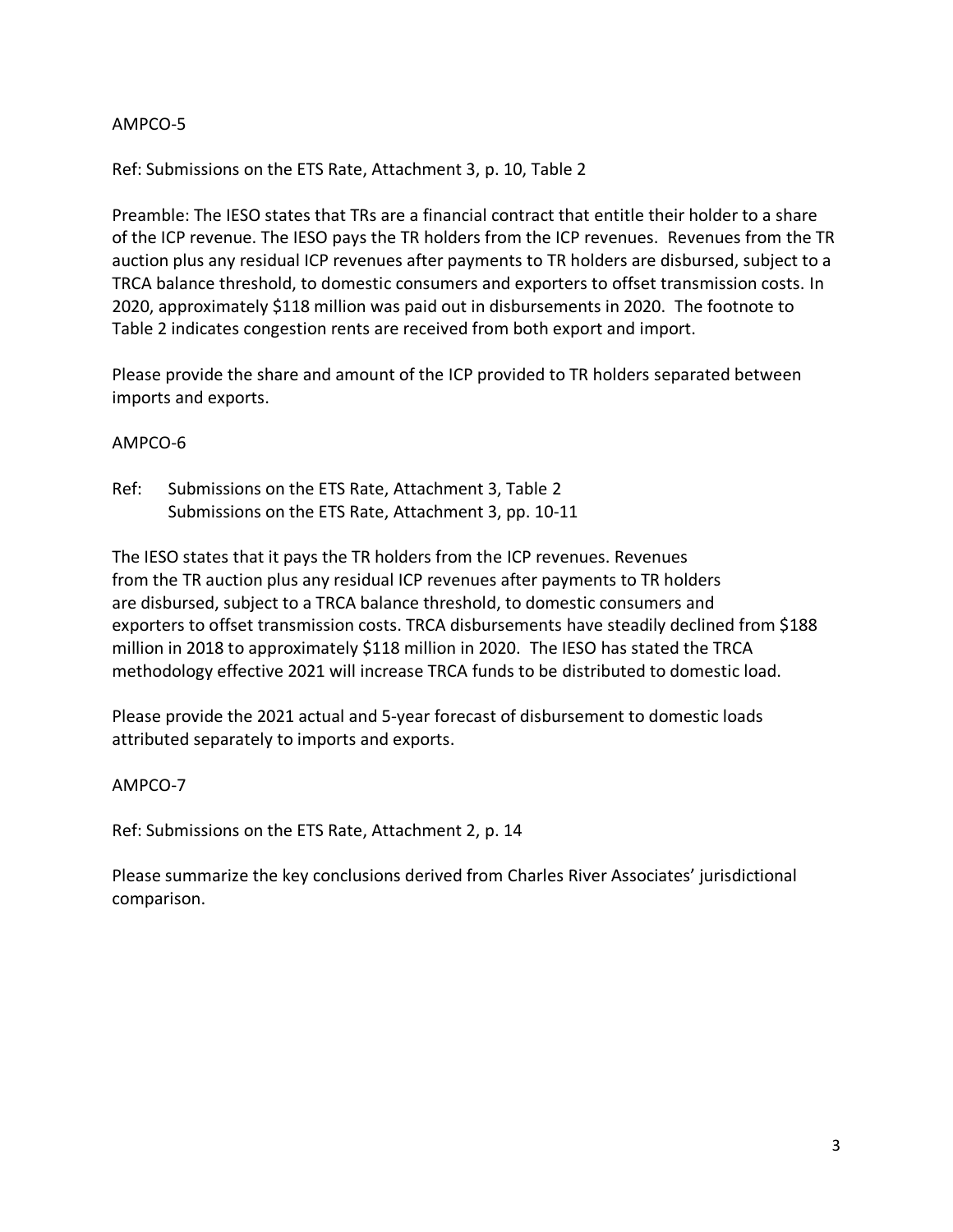AMPCO-5

Ref: Submissions on the ETS Rate, Attachment 3, p. 10, Table 2

Preamble: The IESO states that TRs are a financial contract that entitle their holder to a share of the ICP revenue. The IESO pays the TR holders from the ICP revenues. Revenues from the TR auction plus any residual ICP revenues after payments to TR holders are disbursed, subject to a TRCA balance threshold, to domestic consumers and exporters to offset transmission costs. In 2020, approximately $118 million was paid out in disbursements in 2020. The footnote to Table 2 indicates congestion rents are received from both export and import.

Please provide the share and amount of the ICP provided to TR holders separated between imports and exports.

AMPCO-6

Ref: Submissions on the ETS Rate, Attachment 3, Table 2
Submissions on the ETS Rate, Attachment 3, pp. 10-11

The IESO states that it pays the TR holders from the ICP revenues. Revenues from the TR auction plus any residual ICP revenues after payments to TR holders are disbursed, subject to a TRCA balance threshold, to domestic consumers and exporters to offset transmission costs. TRCA disbursements have steadily declined from $188 million in 2018 to approximately $118 million in 2020. The IESO has stated the TRCA methodology effective 2021 will increase TRCA funds to be distributed to domestic load.

Please provide the 2021 actual and 5-year forecast of disbursement to domestic loads attributed separately to imports and exports.

AMPCO-7

Ref: Submissions on the ETS Rate, Attachment 2, p. 14

Please summarize the key conclusions derived from Charles River Associates' jurisdictional comparison.